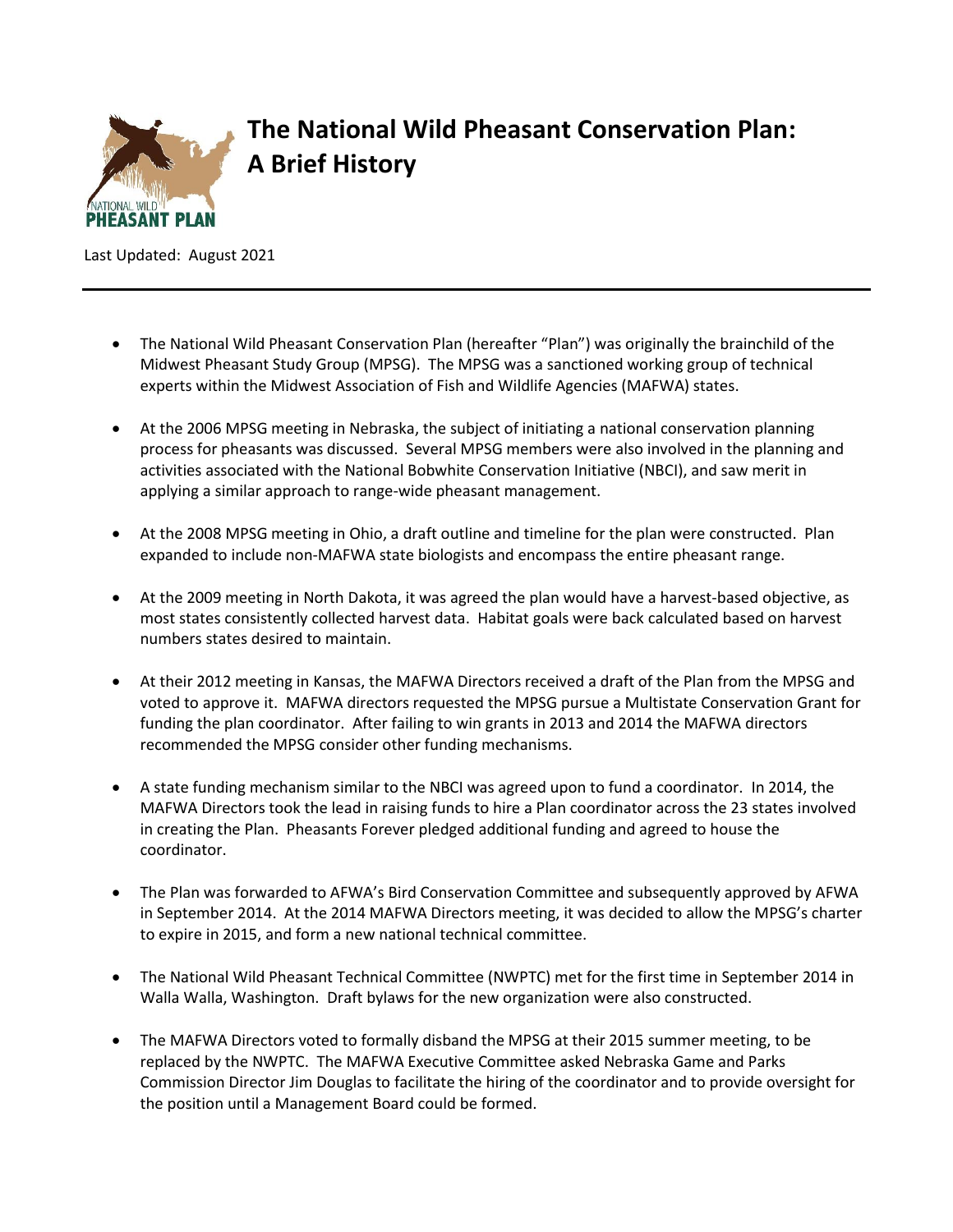# The National Wild Pheasant Conservation Plan: A Brief History

Last Updated: August 2021

---

- The National Wild Pheasant Conservation Plan (hereafter "Plan") was originally the brainchild of the Midwest Pheasant Study Group (MPSG). The MPSG was a sanctioned working group of technical experts within the Midwest Association of Fish and Wildlife Agencies (MAFWA) states.
- At the 2006 MPSG meeting in Nebraska, the subject of initiating a national conservation planning process for pheasants was discussed. Several MPSG members were also involved in the planning and activities associated with the National Bobwhite Conservation Initiative (NBCI), and saw merit in applying a similar approach to range-wide pheasant management.
- At the 2008 MPSG meeting in Ohio, a draft outline and timeline for the plan were constructed. Plan expanded to include non-MAFWA state biologists and encompass the entire pheasant range.
- At the 2009 meeting in North Dakota, it was agreed the plan would have a harvest-based objective, as most states consistently collected harvest data. Habitat goals were back calculated based on harvest numbers states desired to maintain.
- At their 2012 meeting in Kansas, the MAFWA Directors received a draft of the Plan from the MPSG and voted to approve it. MAFWA directors requested the MPSG pursue a Multistate Conservation Grant for funding the plan coordinator. After failing to win grants in 2013 and 2014 the MAFWA directors recommended the MPSG consider other funding mechanisms.
- A state funding mechanism similar to the NBCI was agreed upon to fund a coordinator. In 2014, the MAFWA Directors took the lead in raising funds to hire a Plan coordinator across the 23 states involved in creating the Plan. Pheasants Forever pledged additional funding and agreed to house the coordinator.
- The Plan was forwarded to AFWA's Bird Conservation Committee and subsequently approved by AFWA in September 2014. At the 2014 MAFWA Directors meeting, it was decided to allow the MPSG's charter to expire in 2015, and form a new national technical committee.
- The National Wild Pheasant Technical Committee (NWPTC) met for the first time in September 2014 in Walla Walla, Washington. Draft bylaws for the new organization were also constructed.
- The MAFWA Directors voted to formally disband the MPSG at their 2015 summer meeting, to be replaced by the NWPTC. The MAFWA Executive Committee asked Nebraska Game and Parks Commission Director Jim Douglas to facilitate the hiring of the coordinator and to provide oversight for the position until a Management Board could be formed.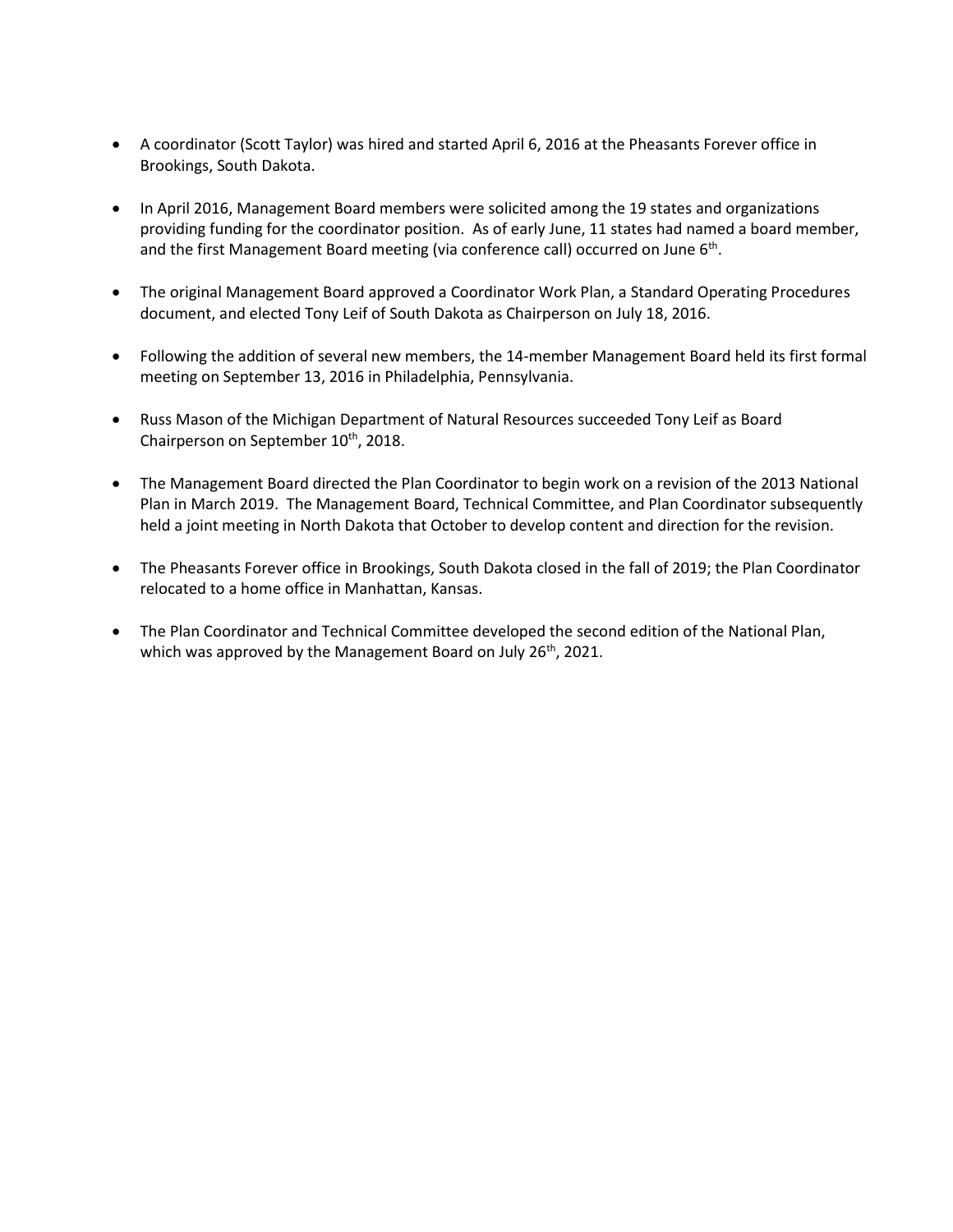- A coordinator (Scott Taylor) was hired and started April 6, 2016 at the Pheasants Forever office in Brookings, South Dakota.

- In April 2016, Management Board members were solicited among the 19 states and organizations providing funding for the coordinator position. As of early June, 11 states had named a board member, and the first Management Board meeting (via conference call) occurred on June 6th.

- The original Management Board approved a Coordinator Work Plan, a Standard Operating Procedures document, and elected Tony Leif of South Dakota as Chairperson on July 18, 2016.

- Following the addition of several new members, the 14-member Management Board held its first formal meeting on September 13, 2016 in Philadelphia, Pennsylvania.

- Russ Mason of the Michigan Department of Natural Resources succeeded Tony Leif as Board Chairperson on September 10th, 2018.

- The Management Board directed the Plan Coordinator to begin work on a revision of the 2013 National Plan in March 2019. The Management Board, Technical Committee, and Plan Coordinator subsequently held a joint meeting in North Dakota that October to develop content and direction for the revision.

- The Pheasants Forever office in Brookings, South Dakota closed in the fall of 2019; the Plan Coordinator relocated to a home office in Manhattan, Kansas.

- The Plan Coordinator and Technical Committee developed the second edition of the National Plan, which was approved by the Management Board on July 26th, 2021.